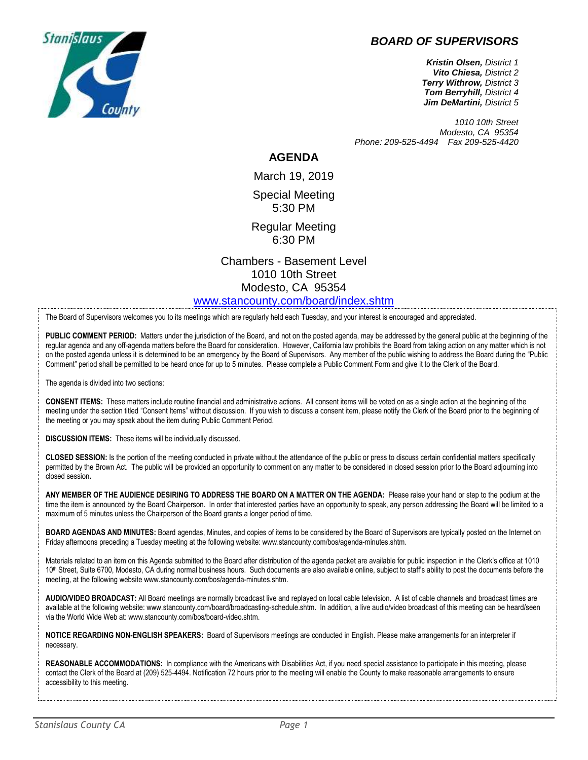# *BOARD OF SUPERVISORS*

***Kristin Olsen,*** *District 1*
***Vito Chiesa,*** *District 2*
***Terry Withrow,*** *District 3*
***Tom Berryhill,*** *District 4*
***Jim DeMartini,*** *District 5*

*1010 10th Street*
*Modesto, CA 95354*
*Phone: 209-525-4494 Fax 209-525-4420*

## AGENDA

March 19, 2019

Special Meeting
5:30 PM

Regular Meeting
6:30 PM

Chambers - Basement Level
1010 10th Street
Modesto, CA 95354
www.stancounty.com/board/index.shtm

The Board of Supervisors welcomes you to its meetings which are regularly held each Tuesday, and your interest is encouraged and appreciated.

**PUBLIC COMMENT PERIOD:** Matters under the jurisdiction of the Board, and not on the posted agenda, may be addressed by the general public at the beginning of the regular agenda and any off-agenda matters before the Board for consideration. However, California law prohibits the Board from taking action on any matter which is not on the posted agenda unless it is determined to be an emergency by the Board of Supervisors. Any member of the public wishing to address the Board during the "Public Comment" period shall be permitted to be heard once for up to 5 minutes. Please complete a Public Comment Form and give it to the Clerk of the Board.

The agenda is divided into two sections:

**CONSENT ITEMS:** These matters include routine financial and administrative actions. All consent items will be voted on as a single action at the beginning of the meeting under the section titled "Consent Items" without discussion. If you wish to discuss a consent item, please notify the Clerk of the Board prior to the beginning of the meeting or you may speak about the item during Public Comment Period.

**DISCUSSION ITEMS:** These items will be individually discussed.

**CLOSED SESSION:** Is the portion of the meeting conducted in private without the attendance of the public or press to discuss certain confidential matters specifically permitted by the Brown Act. The public will be provided an opportunity to comment on any matter to be considered in closed session prior to the Board adjourning into closed session**.**

**ANY MEMBER OF THE AUDIENCE DESIRING TO ADDRESS THE BOARD ON A MATTER ON THE AGENDA:** Please raise your hand or step to the podium at the time the item is announced by the Board Chairperson. In order that interested parties have an opportunity to speak, any person addressing the Board will be limited to a maximum of 5 minutes unless the Chairperson of the Board grants a longer period of time.

**BOARD AGENDAS AND MINUTES:** Board agendas, Minutes, and copies of items to be considered by the Board of Supervisors are typically posted on the Internet on Friday afternoons preceding a Tuesday meeting at the following website: www.stancounty.com/bos/agenda-minutes.shtm.

Materials related to an item on this Agenda submitted to the Board after distribution of the agenda packet are available for public inspection in the Clerk's office at 1010 10th Street, Suite 6700, Modesto, CA during normal business hours. Such documents are also available online, subject to staff's ability to post the documents before the meeting, at the following website www.stancounty.com/bos/agenda-minutes.shtm.

**AUDIO/VIDEO BROADCAST:** All Board meetings are normally broadcast live and replayed on local cable television. A list of cable channels and broadcast times are available at the following website: www.stancounty.com/board/broadcasting-schedule.shtm. In addition, a live audio/video broadcast of this meeting can be heard/seen via the World Wide Web at: www.stancounty.com/bos/board-video.shtm.

**NOTICE REGARDING NON-ENGLISH SPEAKERS:** Board of Supervisors meetings are conducted in English. Please make arrangements for an interpreter if necessary.

**REASONABLE ACCOMMODATIONS:** In compliance with the Americans with Disabilities Act, if you need special assistance to participate in this meeting, please contact the Clerk of the Board at (209) 525-4494. Notification 72 hours prior to the meeting will enable the County to make reasonable arrangements to ensure accessibility to this meeting.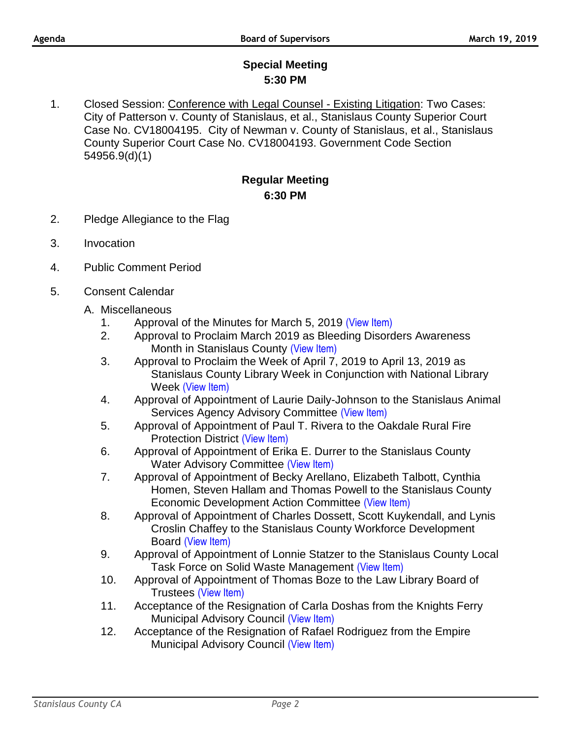## Special Meeting
### 5:30 PM

1. Closed Session: Conference with Legal Counsel - Existing Litigation: Two Cases: City of Patterson v. County of Stanislaus, et al., Stanislaus County Superior Court Case No. CV18004195. City of Newman v. County of Stanislaus, et al., Stanislaus County Superior Court Case No. CV18004193. Government Code Section 54956.9(d)(1)

## Regular Meeting
### 6:30 PM

2. Pledge Allegiance to the Flag

3. Invocation

4. Public Comment Period

5. Consent Calendar

   A. Miscellaneous

      1. Approval of the Minutes for March 5, 2019 (View Item)
      2. Approval to Proclaim March 2019 as Bleeding Disorders Awareness Month in Stanislaus County (View Item)
      3. Approval to Proclaim the Week of April 7, 2019 to April 13, 2019 as Stanislaus County Library Week in Conjunction with National Library Week (View Item)
      4. Approval of Appointment of Laurie Daily-Johnson to the Stanislaus Animal Services Agency Advisory Committee (View Item)
      5. Approval of Appointment of Paul T. Rivera to the Oakdale Rural Fire Protection District (View Item)
      6. Approval of Appointment of Erika E. Durrer to the Stanislaus County Water Advisory Committee (View Item)
      7. Approval of Appointment of Becky Arellano, Elizabeth Talbott, Cynthia Homen, Steven Hallam and Thomas Powell to the Stanislaus County Economic Development Action Committee (View Item)
      8. Approval of Appointment of Charles Dossett, Scott Kuykendall, and Lynis Croslin Chaffey to the Stanislaus County Workforce Development Board (View Item)
      9. Approval of Appointment of Lonnie Statzer to the Stanislaus County Local Task Force on Solid Waste Management (View Item)
      10. Approval of Appointment of Thomas Boze to the Law Library Board of Trustees (View Item)
      11. Acceptance of the Resignation of Carla Doshas from the Knights Ferry Municipal Advisory Council (View Item)
      12. Acceptance of the Resignation of Rafael Rodriguez from the Empire Municipal Advisory Council (View Item)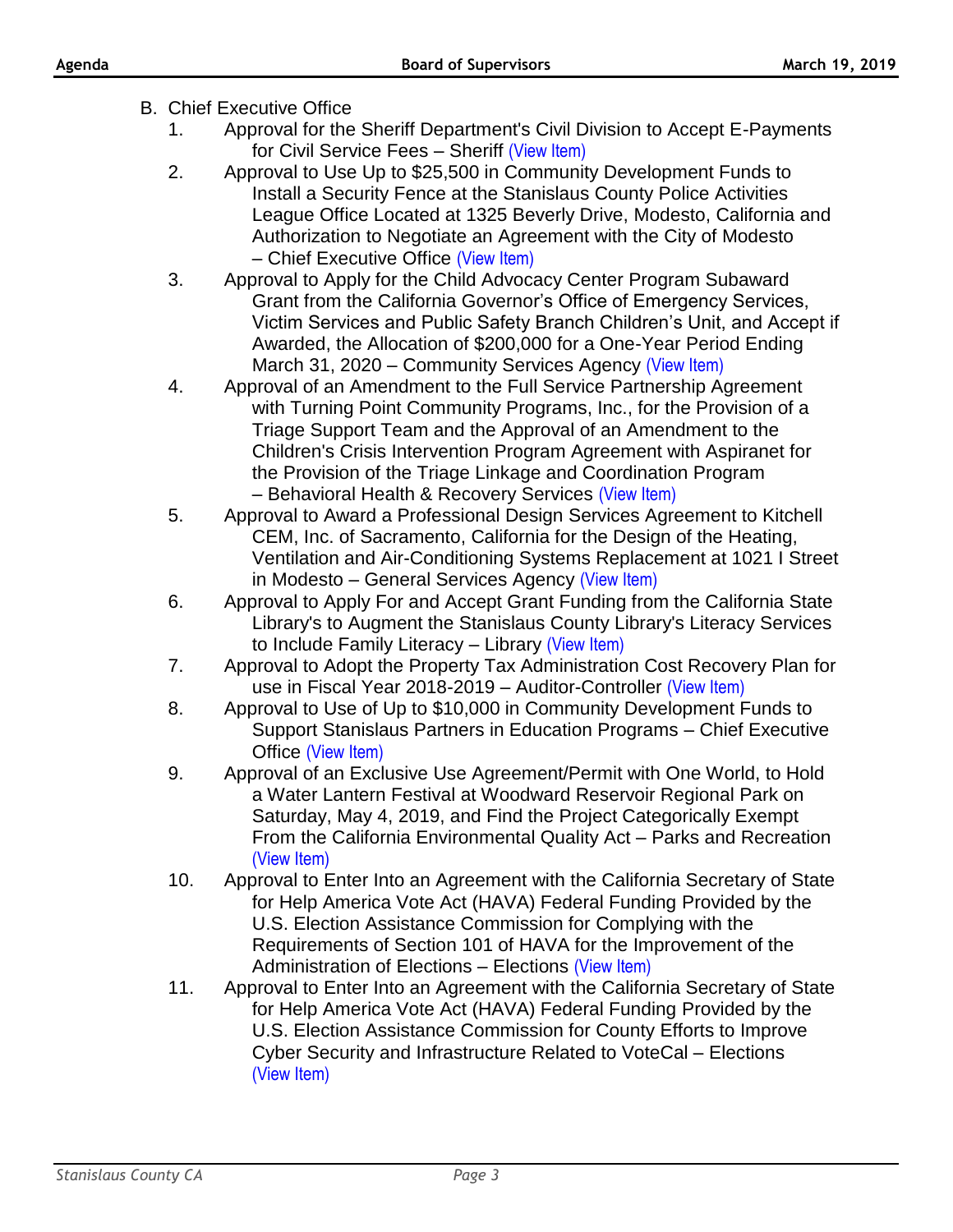B. Chief Executive Office

1. Approval for the Sheriff Department's Civil Division to Accept E-Payments for Civil Service Fees – Sheriff (View Item)
2. Approval to Use Up to $25,500 in Community Development Funds to Install a Security Fence at the Stanislaus County Police Activities League Office Located at 1325 Beverly Drive, Modesto, California and Authorization to Negotiate an Agreement with the City of Modesto – Chief Executive Office (View Item)
3. Approval to Apply for the Child Advocacy Center Program Subaward Grant from the California Governor's Office of Emergency Services, Victim Services and Public Safety Branch Children's Unit, and Accept if Awarded, the Allocation of $200,000 for a One-Year Period Ending March 31, 2020 – Community Services Agency (View Item)
4. Approval of an Amendment to the Full Service Partnership Agreement with Turning Point Community Programs, Inc., for the Provision of a Triage Support Team and the Approval of an Amendment to the Children's Crisis Intervention Program Agreement with Aspiranet for the Provision of the Triage Linkage and Coordination Program – Behavioral Health & Recovery Services (View Item)
5. Approval to Award a Professional Design Services Agreement to Kitchell CEM, Inc. of Sacramento, California for the Design of the Heating, Ventilation and Air-Conditioning Systems Replacement at 1021 I Street in Modesto – General Services Agency (View Item)
6. Approval to Apply For and Accept Grant Funding from the California State Library's to Augment the Stanislaus County Library's Literacy Services to Include Family Literacy – Library (View Item)
7. Approval to Adopt the Property Tax Administration Cost Recovery Plan for use in Fiscal Year 2018-2019 – Auditor-Controller (View Item)
8. Approval to Use of Up to $10,000 in Community Development Funds to Support Stanislaus Partners in Education Programs – Chief Executive Office (View Item)
9. Approval of an Exclusive Use Agreement/Permit with One World, to Hold a Water Lantern Festival at Woodward Reservoir Regional Park on Saturday, May 4, 2019, and Find the Project Categorically Exempt From the California Environmental Quality Act – Parks and Recreation (View Item)
10. Approval to Enter Into an Agreement with the California Secretary of State for Help America Vote Act (HAVA) Federal Funding Provided by the U.S. Election Assistance Commission for Complying with the Requirements of Section 101 of HAVA for the Improvement of the Administration of Elections – Elections (View Item)
11. Approval to Enter Into an Agreement with the California Secretary of State for Help America Vote Act (HAVA) Federal Funding Provided by the U.S. Election Assistance Commission for County Efforts to Improve Cyber Security and Infrastructure Related to VoteCal – Elections (View Item)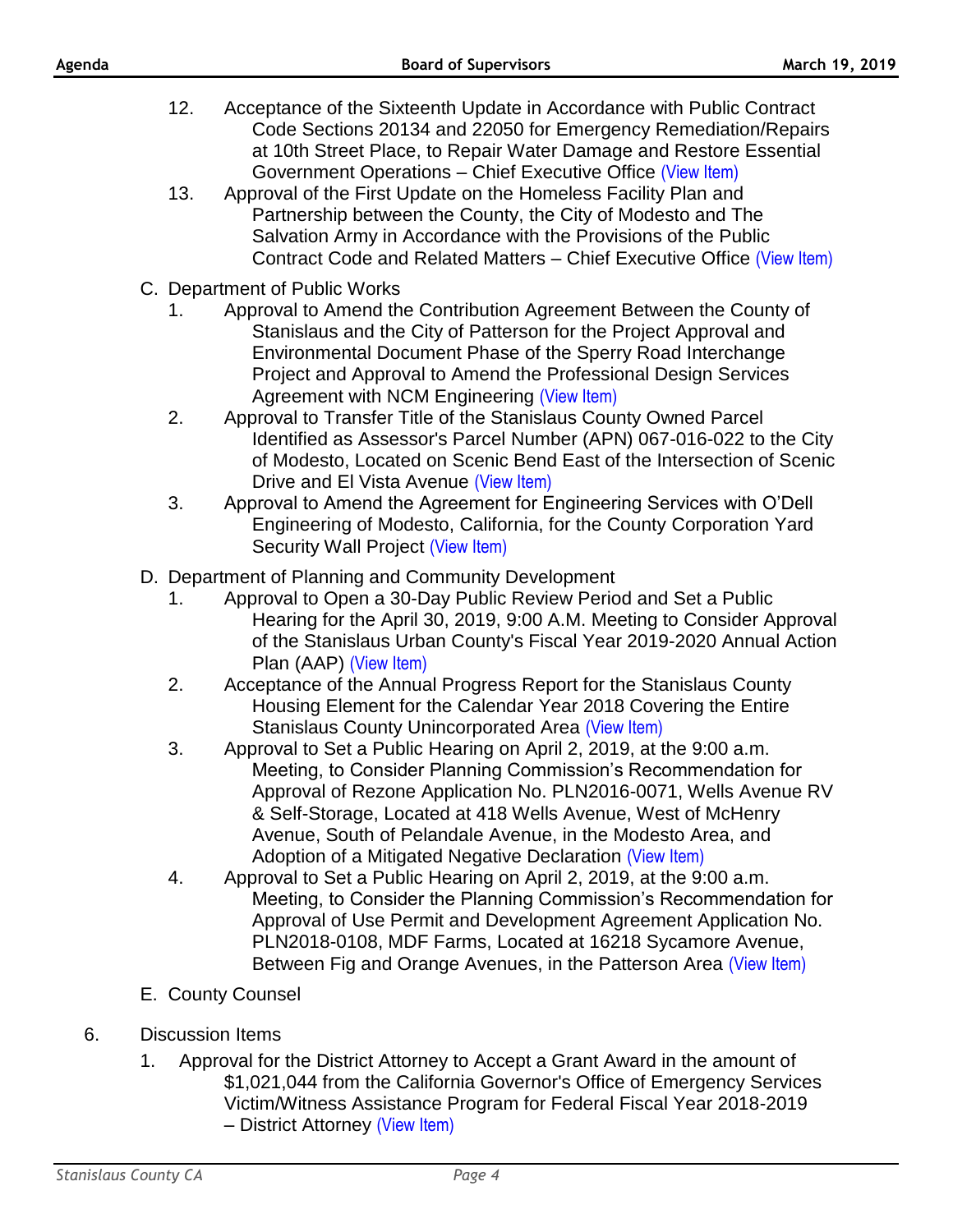12. Acceptance of the Sixteenth Update in Accordance with Public Contract Code Sections 20134 and 22050 for Emergency Remediation/Repairs at 10th Street Place, to Repair Water Damage and Restore Essential Government Operations – Chief Executive Office (View Item)
13. Approval of the First Update on the Homeless Facility Plan and Partnership between the County, the City of Modesto and The Salvation Army in Accordance with the Provisions of the Public Contract Code and Related Matters – Chief Executive Office (View Item)

C. Department of Public Works

1. Approval to Amend the Contribution Agreement Between the County of Stanislaus and the City of Patterson for the Project Approval and Environmental Document Phase of the Sperry Road Interchange Project and Approval to Amend the Professional Design Services Agreement with NCM Engineering (View Item)
2. Approval to Transfer Title of the Stanislaus County Owned Parcel Identified as Assessor's Parcel Number (APN) 067-016-022 to the City of Modesto, Located on Scenic Bend East of the Intersection of Scenic Drive and El Vista Avenue (View Item)
3. Approval to Amend the Agreement for Engineering Services with O'Dell Engineering of Modesto, California, for the County Corporation Yard Security Wall Project (View Item)

D. Department of Planning and Community Development

1. Approval to Open a 30-Day Public Review Period and Set a Public Hearing for the April 30, 2019, 9:00 A.M. Meeting to Consider Approval of the Stanislaus Urban County's Fiscal Year 2019-2020 Annual Action Plan (AAP) (View Item)
2. Acceptance of the Annual Progress Report for the Stanislaus County Housing Element for the Calendar Year 2018 Covering the Entire Stanislaus County Unincorporated Area (View Item)
3. Approval to Set a Public Hearing on April 2, 2019, at the 9:00 a.m. Meeting, to Consider Planning Commission's Recommendation for Approval of Rezone Application No. PLN2016-0071, Wells Avenue RV & Self-Storage, Located at 418 Wells Avenue, West of McHenry Avenue, South of Pelandale Avenue, in the Modesto Area, and Adoption of a Mitigated Negative Declaration (View Item)
4. Approval to Set a Public Hearing on April 2, 2019, at the 9:00 a.m. Meeting, to Consider the Planning Commission's Recommendation for Approval of Use Permit and Development Agreement Application No. PLN2018-0108, MDF Farms, Located at 16218 Sycamore Avenue, Between Fig and Orange Avenues, in the Patterson Area (View Item)

E. County Counsel

6. Discussion Items

1. Approval for the District Attorney to Accept a Grant Award in the amount of $1,021,044 from the California Governor's Office of Emergency Services Victim/Witness Assistance Program for Federal Fiscal Year 2018-2019 – District Attorney (View Item)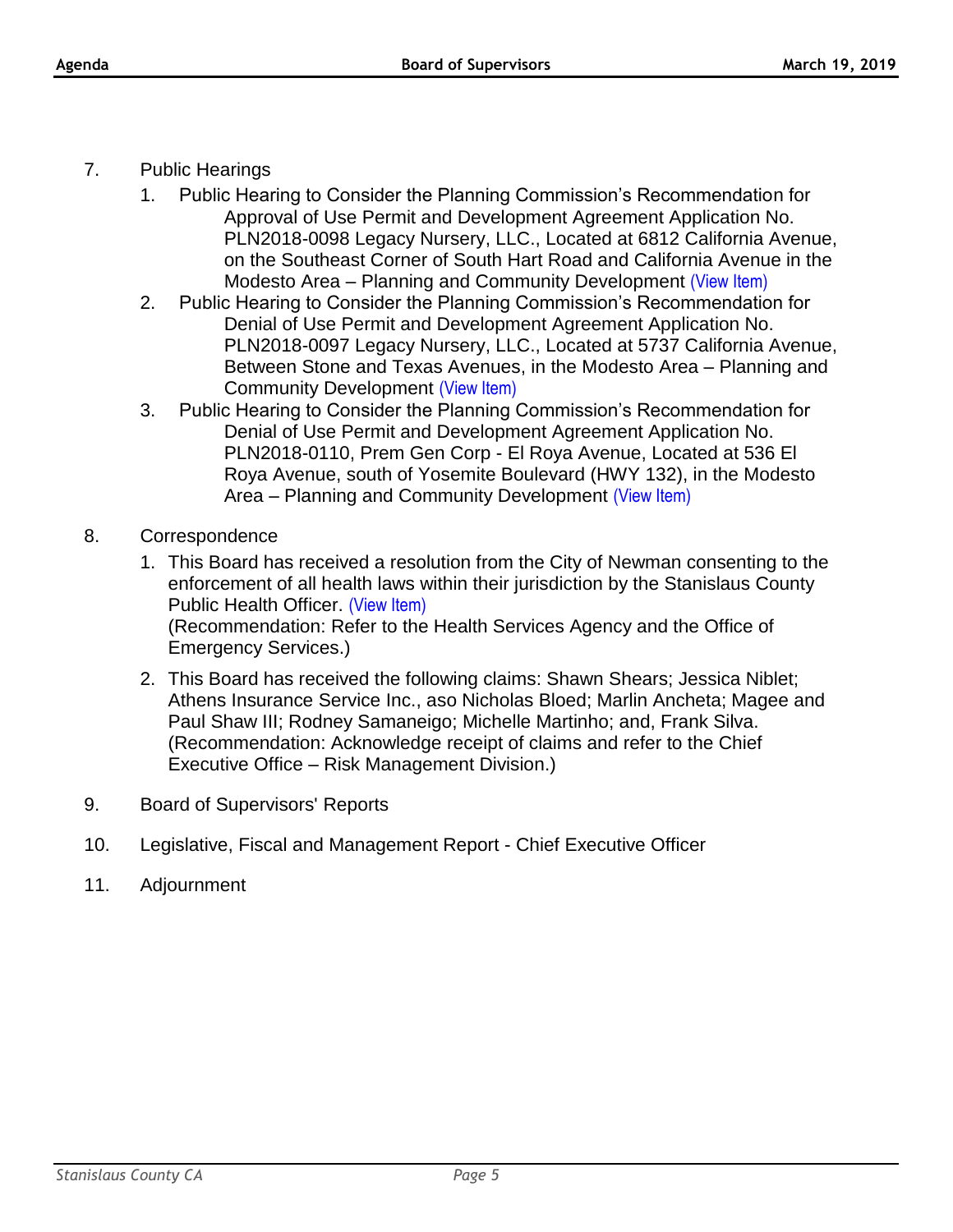7. Public Hearings
    1. Public Hearing to Consider the Planning Commission's Recommendation for Approval of Use Permit and Development Agreement Application No. PLN2018-0098 Legacy Nursery, LLC., Located at 6812 California Avenue, on the Southeast Corner of South Hart Road and California Avenue in the Modesto Area – Planning and Community Development (View Item)
    2. Public Hearing to Consider the Planning Commission's Recommendation for Denial of Use Permit and Development Agreement Application No. PLN2018-0097 Legacy Nursery, LLC., Located at 5737 California Avenue, Between Stone and Texas Avenues, in the Modesto Area – Planning and Community Development (View Item)
    3. Public Hearing to Consider the Planning Commission's Recommendation for Denial of Use Permit and Development Agreement Application No. PLN2018-0110, Prem Gen Corp - El Roya Avenue, Located at 536 El Roya Avenue, south of Yosemite Boulevard (HWY 132), in the Modesto Area – Planning and Community Development (View Item)

8. Correspondence
    1. This Board has received a resolution from the City of Newman consenting to the enforcement of all health laws within their jurisdiction by the Stanislaus County Public Health Officer. (View Item)
       (Recommendation: Refer to the Health Services Agency and the Office of Emergency Services.)
    2. This Board has received the following claims: Shawn Shears; Jessica Niblet; Athens Insurance Service Inc., aso Nicholas Bloed; Marlin Ancheta; Magee and Paul Shaw III; Rodney Samaneigo; Michelle Martinho; and, Frank Silva.
       (Recommendation: Acknowledge receipt of claims and refer to the Chief Executive Office – Risk Management Division.)

9. Board of Supervisors' Reports

10. Legislative, Fiscal and Management Report - Chief Executive Officer

11. Adjournment